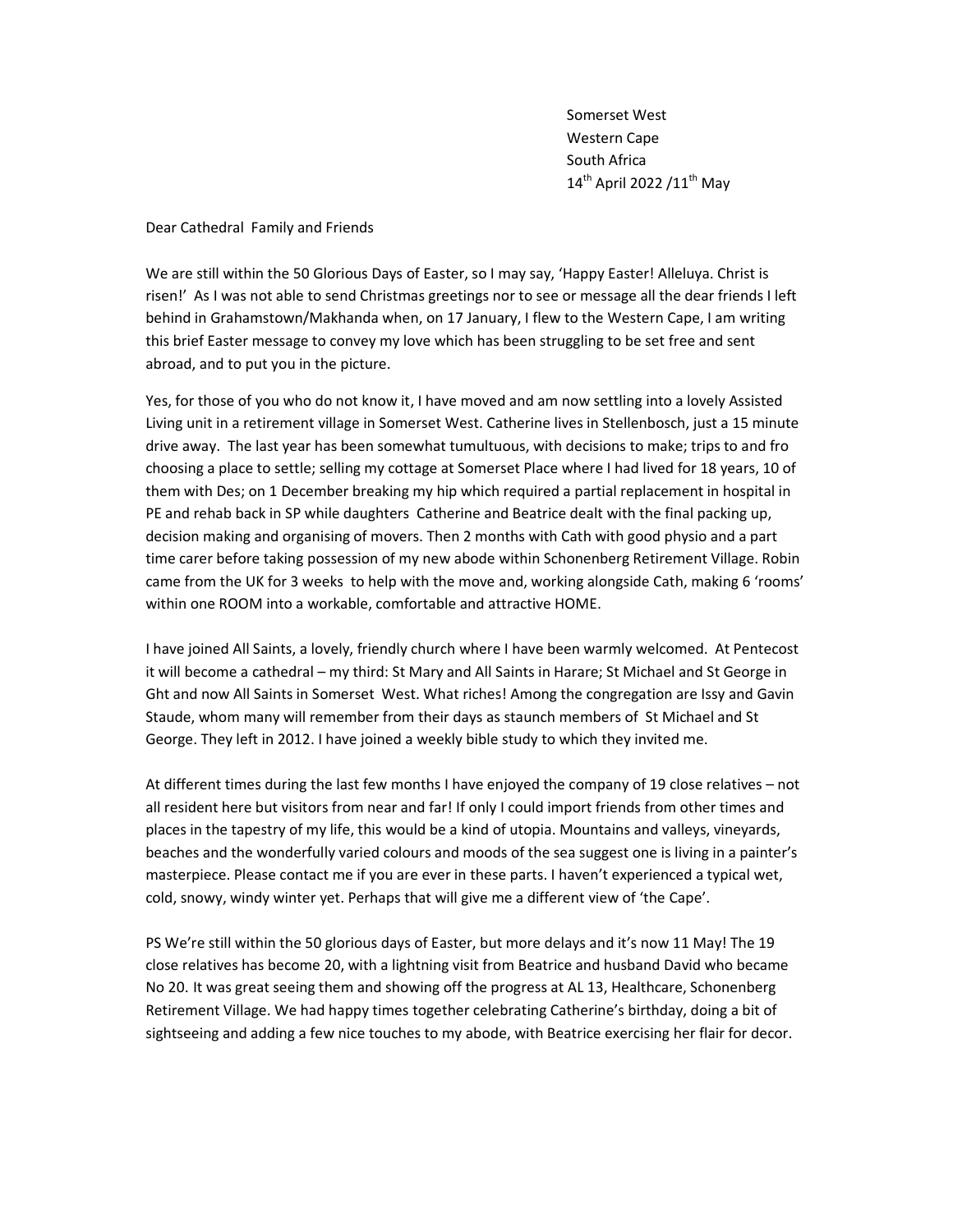Somerset West  
Western Cape  
South Africa  
14th April 2022 /11th May

Dear Cathedral Family and Friends

We are still within the 50 Glorious Days of Easter, so I may say, 'Happy Easter! Alleluya. Christ is risen!' As I was not able to send Christmas greetings nor to see or message all the dear friends I left behind in Grahamstown/Makhanda when, on 17 January, I flew to the Western Cape, I am writing this brief Easter message to convey my love which has been struggling to be set free and sent abroad, and to put you in the picture.

Yes, for those of you who do not know it, I have moved and am now settling into a lovely Assisted Living unit in a retirement village in Somerset West. Catherine lives in Stellenbosch, just a 15 minute drive away. The last year has been somewhat tumultuous, with decisions to make; trips to and fro choosing a place to settle; selling my cottage at Somerset Place where I had lived for 18 years, 10 of them with Des; on 1 December breaking my hip which required a partial replacement in hospital in PE and rehab back in SP while daughters Catherine and Beatrice dealt with the final packing up, decision making and organising of movers. Then 2 months with Cath with good physio and a part time carer before taking possession of my new abode within Schonenberg Retirement Village. Robin came from the UK for 3 weeks to help with the move and, working alongside Cath, making 6 'rooms' within one ROOM into a workable, comfortable and attractive HOME.

I have joined All Saints, a lovely, friendly church where I have been warmly welcomed. At Pentecost it will become a cathedral – my third: St Mary and All Saints in Harare; St Michael and St George in Ght and now All Saints in Somerset West. What riches! Among the congregation are Issy and Gavin Staude, whom many will remember from their days as staunch members of St Michael and St George. They left in 2012. I have joined a weekly bible study to which they invited me.

At different times during the last few months I have enjoyed the company of 19 close relatives – not all resident here but visitors from near and far! If only I could import friends from other times and places in the tapestry of my life, this would be a kind of utopia. Mountains and valleys, vineyards, beaches and the wonderfully varied colours and moods of the sea suggest one is living in a painter's masterpiece. Please contact me if you are ever in these parts. I haven't experienced a typical wet, cold, snowy, windy winter yet. Perhaps that will give me a different view of 'the Cape'.

PS We're still within the 50 glorious days of Easter, but more delays and it's now 11 May! The 19 close relatives has become 20, with a lightning visit from Beatrice and husband David who became No 20. It was great seeing them and showing off the progress at AL 13, Healthcare, Schonenberg Retirement Village. We had happy times together celebrating Catherine's birthday, doing a bit of sightseeing and adding a few nice touches to my abode, with Beatrice exercising her flair for decor.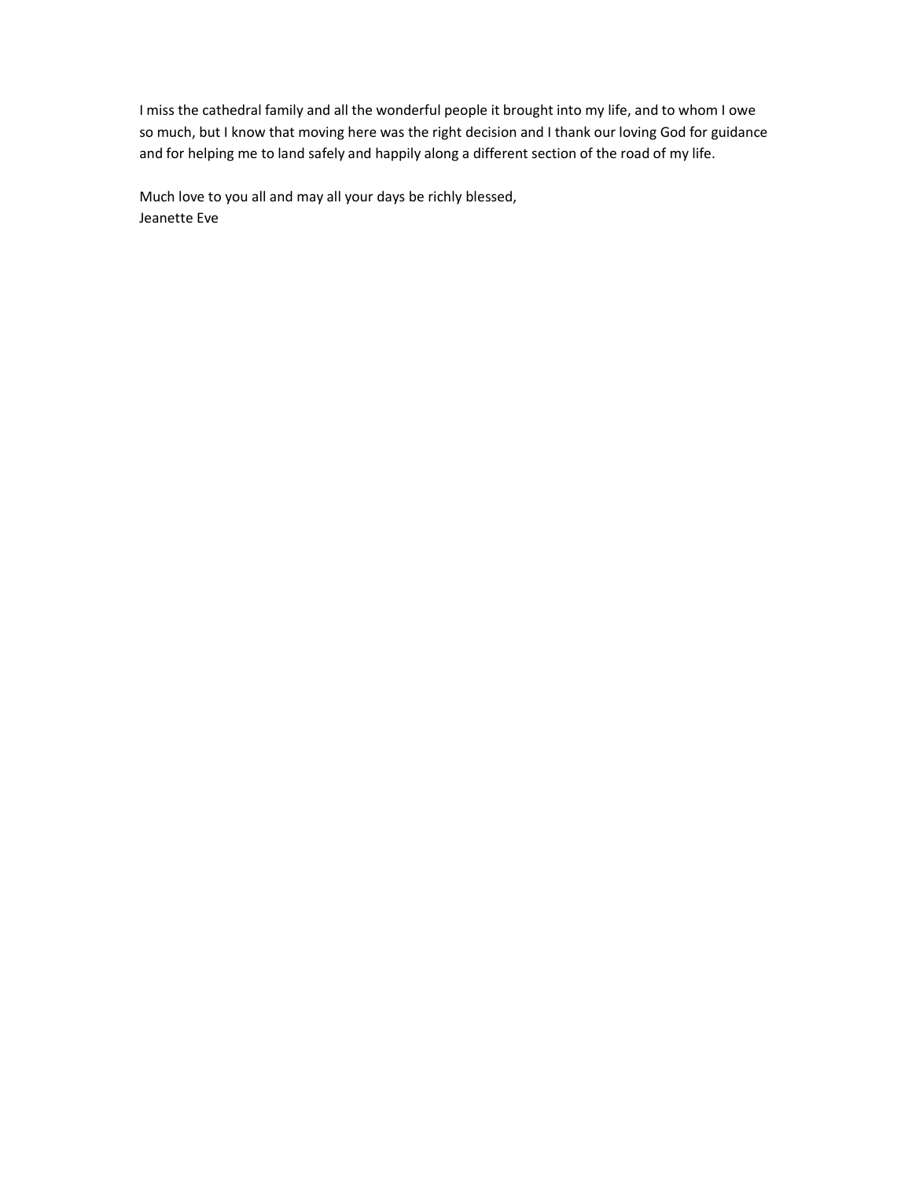I miss the cathedral family and all the wonderful people it brought into my life, and to whom I owe so much, but I know that moving here was the right decision and I thank our loving God for guidance and for helping me to land safely and happily along a different section of the road of my life.

Much love to you all and may all your days be richly blessed,
Jeanette Eve